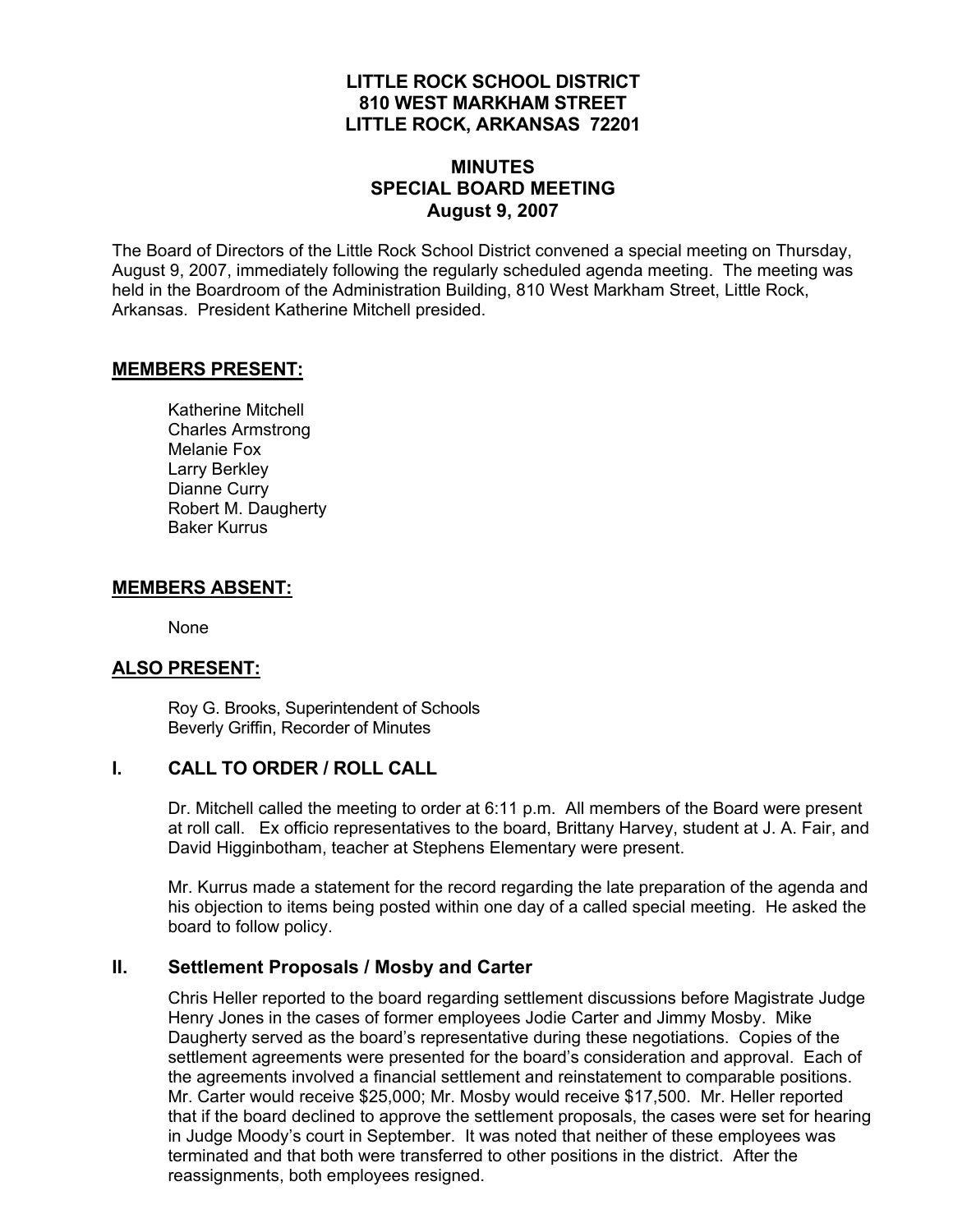# LITTLE ROCK SCHOOL DISTRICT
# 810 WEST MARKHAM STREET
# LITTLE ROCK, ARKANSAS 72201

## MINUTES
## SPECIAL BOARD MEETING
## August 9, 2007

The Board of Directors of the Little Rock School District convened a special meeting on Thursday, August 9, 2007, immediately following the regularly scheduled agenda meeting. The meeting was held in the Boardroom of the Administration Building, 810 West Markham Street, Little Rock, Arkansas. President Katherine Mitchell presided.

### MEMBERS PRESENT:

Katherine Mitchell
Charles Armstrong
Melanie Fox
Larry Berkley
Dianne Curry
Robert M. Daugherty
Baker Kurrus

### MEMBERS ABSENT:

None

### ALSO PRESENT:

Roy G. Brooks, Superintendent of Schools
Beverly Griffin, Recorder of Minutes

### I. CALL TO ORDER / ROLL CALL

Dr. Mitchell called the meeting to order at 6:11 p.m. All members of the Board were present at roll call. Ex officio representatives to the board, Brittany Harvey, student at J. A. Fair, and David Higginbotham, teacher at Stephens Elementary were present.

Mr. Kurrus made a statement for the record regarding the late preparation of the agenda and his objection to items being posted within one day of a called special meeting. He asked the board to follow policy.

### II. Settlement Proposals / Mosby and Carter

Chris Heller reported to the board regarding settlement discussions before Magistrate Judge Henry Jones in the cases of former employees Jodie Carter and Jimmy Mosby. Mike Daugherty served as the board's representative during these negotiations. Copies of the settlement agreements were presented for the board's consideration and approval. Each of the agreements involved a financial settlement and reinstatement to comparable positions. Mr. Carter would receive $25,000; Mr. Mosby would receive $17,500. Mr. Heller reported that if the board declined to approve the settlement proposals, the cases were set for hearing in Judge Moody's court in September. It was noted that neither of these employees was terminated and that both were transferred to other positions in the district. After the reassignments, both employees resigned.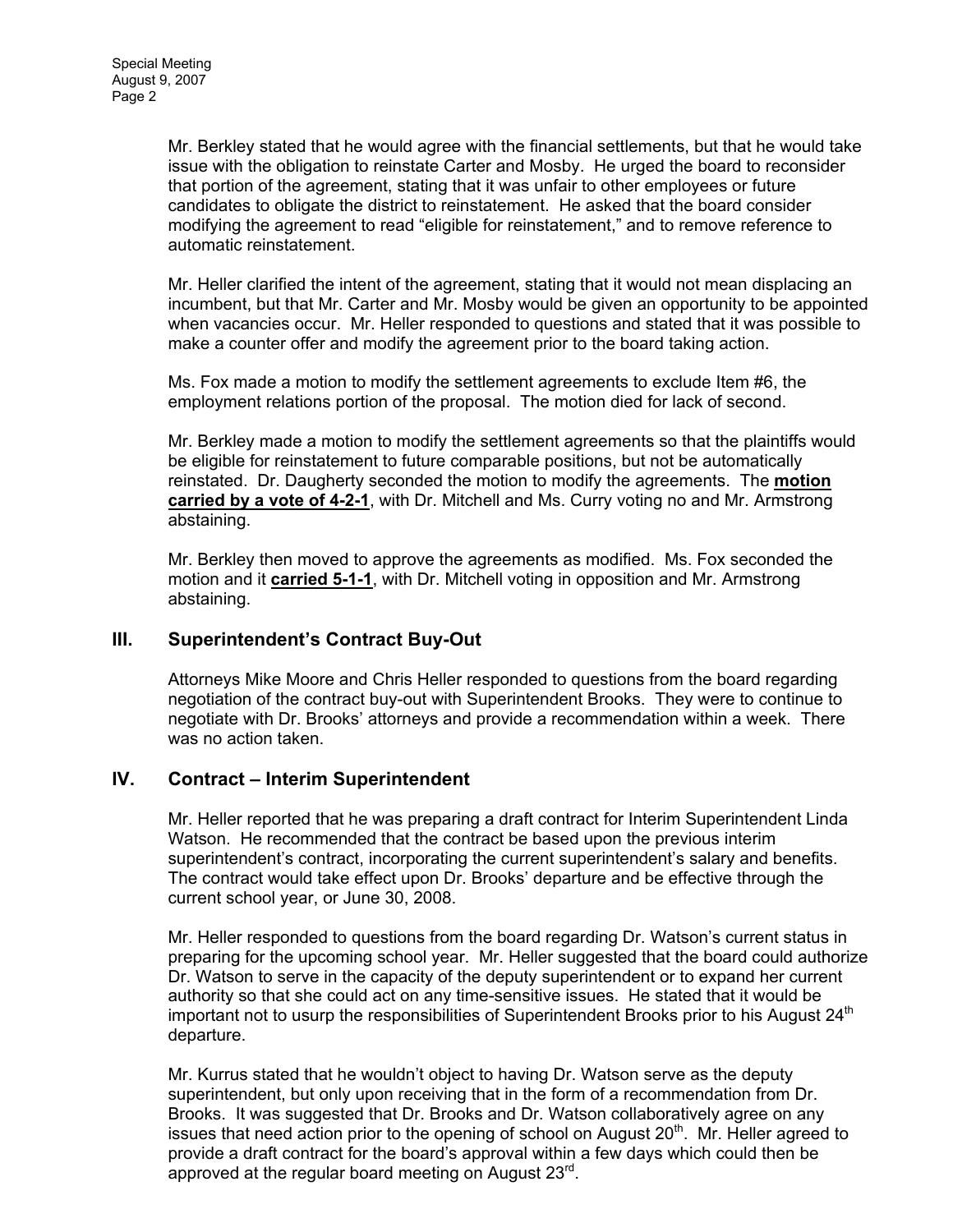Mr. Berkley stated that he would agree with the financial settlements, but that he would take issue with the obligation to reinstate Carter and Mosby. He urged the board to reconsider that portion of the agreement, stating that it was unfair to other employees or future candidates to obligate the district to reinstatement. He asked that the board consider modifying the agreement to read "eligible for reinstatement," and to remove reference to automatic reinstatement.

Mr. Heller clarified the intent of the agreement, stating that it would not mean displacing an incumbent, but that Mr. Carter and Mr. Mosby would be given an opportunity to be appointed when vacancies occur. Mr. Heller responded to questions and stated that it was possible to make a counter offer and modify the agreement prior to the board taking action.

Ms. Fox made a motion to modify the settlement agreements to exclude Item #6, the employment relations portion of the proposal. The motion died for lack of second.

Mr. Berkley made a motion to modify the settlement agreements so that the plaintiffs would be eligible for reinstatement to future comparable positions, but not be automatically reinstated. Dr. Daugherty seconded the motion to modify the agreements. The **motion carried by a vote of 4-2-1**, with Dr. Mitchell and Ms. Curry voting no and Mr. Armstrong abstaining.

Mr. Berkley then moved to approve the agreements as modified. Ms. Fox seconded the motion and it **carried 5-1-1**, with Dr. Mitchell voting in opposition and Mr. Armstrong abstaining.

## III. Superintendent's Contract Buy-Out

Attorneys Mike Moore and Chris Heller responded to questions from the board regarding negotiation of the contract buy-out with Superintendent Brooks. They were to continue to negotiate with Dr. Brooks' attorneys and provide a recommendation within a week. There was no action taken.

## IV. Contract – Interim Superintendent

Mr. Heller reported that he was preparing a draft contract for Interim Superintendent Linda Watson. He recommended that the contract be based upon the previous interim superintendent's contract, incorporating the current superintendent's salary and benefits. The contract would take effect upon Dr. Brooks' departure and be effective through the current school year, or June 30, 2008.

Mr. Heller responded to questions from the board regarding Dr. Watson's current status in preparing for the upcoming school year. Mr. Heller suggested that the board could authorize Dr. Watson to serve in the capacity of the deputy superintendent or to expand her current authority so that she could act on any time-sensitive issues. He stated that it would be important not to usurp the responsibilities of Superintendent Brooks prior to his August 24th departure.

Mr. Kurrus stated that he wouldn't object to having Dr. Watson serve as the deputy superintendent, but only upon receiving that in the form of a recommendation from Dr. Brooks. It was suggested that Dr. Brooks and Dr. Watson collaboratively agree on any issues that need action prior to the opening of school on August 20th. Mr. Heller agreed to provide a draft contract for the board's approval within a few days which could then be approved at the regular board meeting on August 23rd.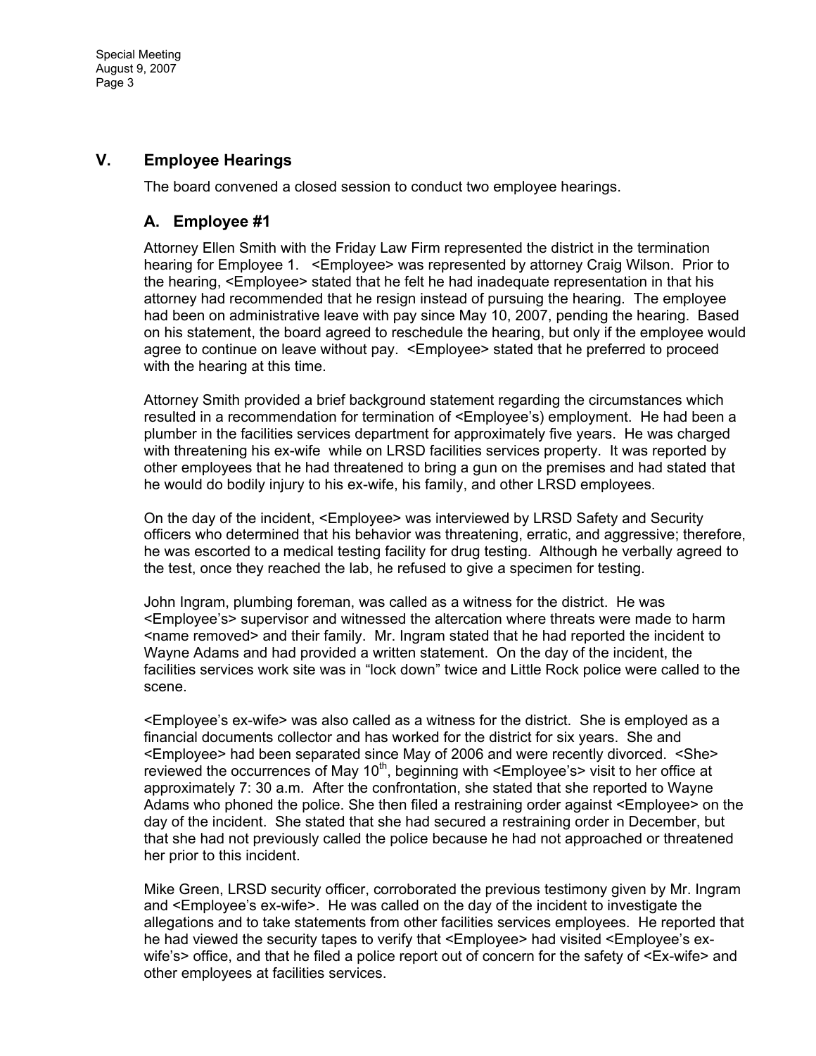## V. Employee Hearings

The board convened a closed session to conduct two employee hearings.

### A. Employee #1

Attorney Ellen Smith with the Friday Law Firm represented the district in the termination hearing for Employee 1. <Employee> was represented by attorney Craig Wilson. Prior to the hearing, <Employee> stated that he felt he had inadequate representation in that his attorney had recommended that he resign instead of pursuing the hearing. The employee had been on administrative leave with pay since May 10, 2007, pending the hearing. Based on his statement, the board agreed to reschedule the hearing, but only if the employee would agree to continue on leave without pay. <Employee> stated that he preferred to proceed with the hearing at this time.

Attorney Smith provided a brief background statement regarding the circumstances which resulted in a recommendation for termination of <Employee's> employment. He had been a plumber in the facilities services department for approximately five years. He was charged with threatening his ex-wife while on LRSD facilities services property. It was reported by other employees that he had threatened to bring a gun on the premises and had stated that he would do bodily injury to his ex-wife, his family, and other LRSD employees.

On the day of the incident, <Employee> was interviewed by LRSD Safety and Security officers who determined that his behavior was threatening, erratic, and aggressive; therefore, he was escorted to a medical testing facility for drug testing. Although he verbally agreed to the test, once they reached the lab, he refused to give a specimen for testing.

John Ingram, plumbing foreman, was called as a witness for the district. He was <Employee's> supervisor and witnessed the altercation where threats were made to harm <name removed> and their family. Mr. Ingram stated that he had reported the incident to Wayne Adams and had provided a written statement. On the day of the incident, the facilities services work site was in "lock down" twice and Little Rock police were called to the scene.

<Employee's ex-wife> was also called as a witness for the district. She is employed as a financial documents collector and has worked for the district for six years. She and <Employee> had been separated since May of 2006 and were recently divorced. <She> reviewed the occurrences of May 10th, beginning with <Employee's> visit to her office at approximately 7: 30 a.m. After the confrontation, she stated that she reported to Wayne Adams who phoned the police. She then filed a restraining order against <Employee> on the day of the incident. She stated that she had secured a restraining order in December, but that she had not previously called the police because he had not approached or threatened her prior to this incident.

Mike Green, LRSD security officer, corroborated the previous testimony given by Mr. Ingram and <Employee's ex-wife>. He was called on the day of the incident to investigate the allegations and to take statements from other facilities services employees. He reported that he had viewed the security tapes to verify that <Employee> had visited <Employee's ex-wife's> office, and that he filed a police report out of concern for the safety of <Ex-wife> and other employees at facilities services.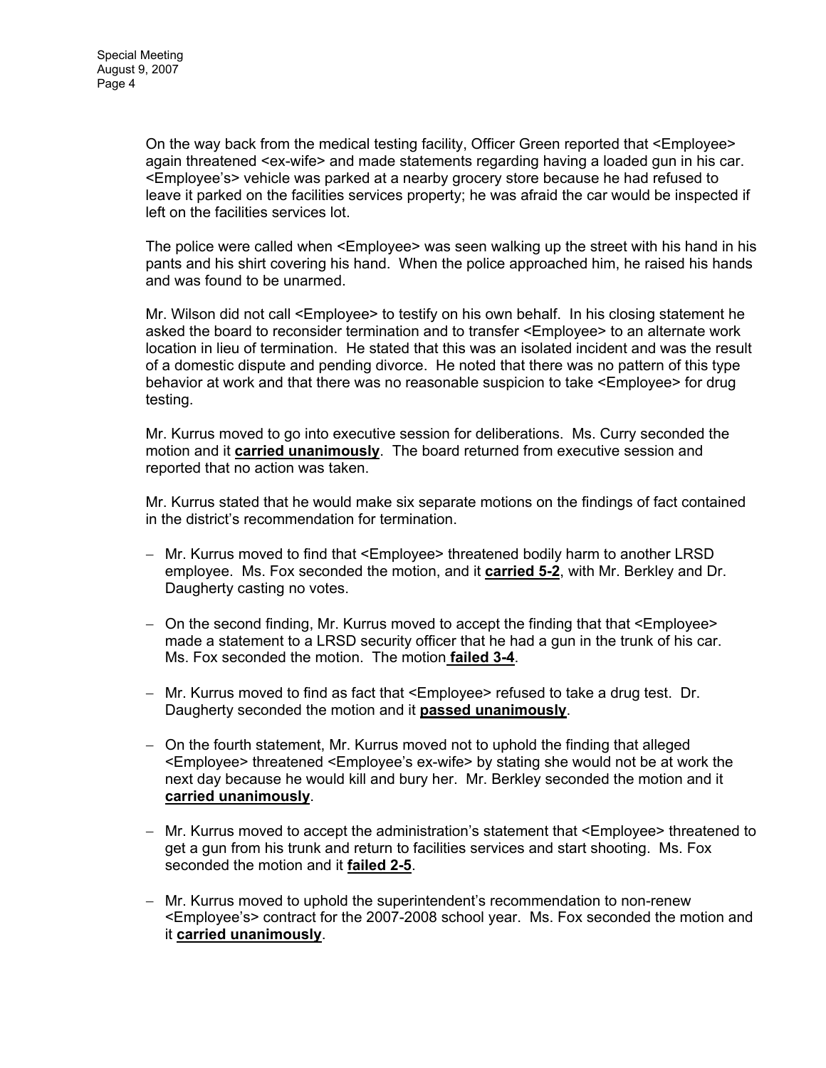On the way back from the medical testing facility, Officer Green reported that <Employee> again threatened <ex-wife> and made statements regarding having a loaded gun in his car. <Employee's> vehicle was parked at a nearby grocery store because he had refused to leave it parked on the facilities services property; he was afraid the car would be inspected if left on the facilities services lot.

The police were called when <Employee> was seen walking up the street with his hand in his pants and his shirt covering his hand. When the police approached him, he raised his hands and was found to be unarmed.

Mr. Wilson did not call <Employee> to testify on his own behalf. In his closing statement he asked the board to reconsider termination and to transfer <Employee> to an alternate work location in lieu of termination. He stated that this was an isolated incident and was the result of a domestic dispute and pending divorce. He noted that there was no pattern of this type behavior at work and that there was no reasonable suspicion to take <Employee> for drug testing.

Mr. Kurrus moved to go into executive session for deliberations. Ms. Curry seconded the motion and it **carried unanimously**. The board returned from executive session and reported that no action was taken.

Mr. Kurrus stated that he would make six separate motions on the findings of fact contained in the district's recommendation for termination.

- Mr. Kurrus moved to find that <Employee> threatened bodily harm to another LRSD employee. Ms. Fox seconded the motion, and it **carried 5-2**, with Mr. Berkley and Dr. Daugherty casting no votes.
- On the second finding, Mr. Kurrus moved to accept the finding that that <Employee> made a statement to a LRSD security officer that he had a gun in the trunk of his car. Ms. Fox seconded the motion. The motion **failed 3-4**.
- Mr. Kurrus moved to find as fact that <Employee> refused to take a drug test. Dr. Daugherty seconded the motion and it **passed unanimously**.
- On the fourth statement, Mr. Kurrus moved not to uphold the finding that alleged <Employee> threatened <Employee's ex-wife> by stating she would not be at work the next day because he would kill and bury her. Mr. Berkley seconded the motion and it **carried unanimously**.
- Mr. Kurrus moved to accept the administration's statement that <Employee> threatened to get a gun from his trunk and return to facilities services and start shooting. Ms. Fox seconded the motion and it **failed 2-5**.
- Mr. Kurrus moved to uphold the superintendent's recommendation to non-renew <Employee's> contract for the 2007-2008 school year. Ms. Fox seconded the motion and it **carried unanimously**.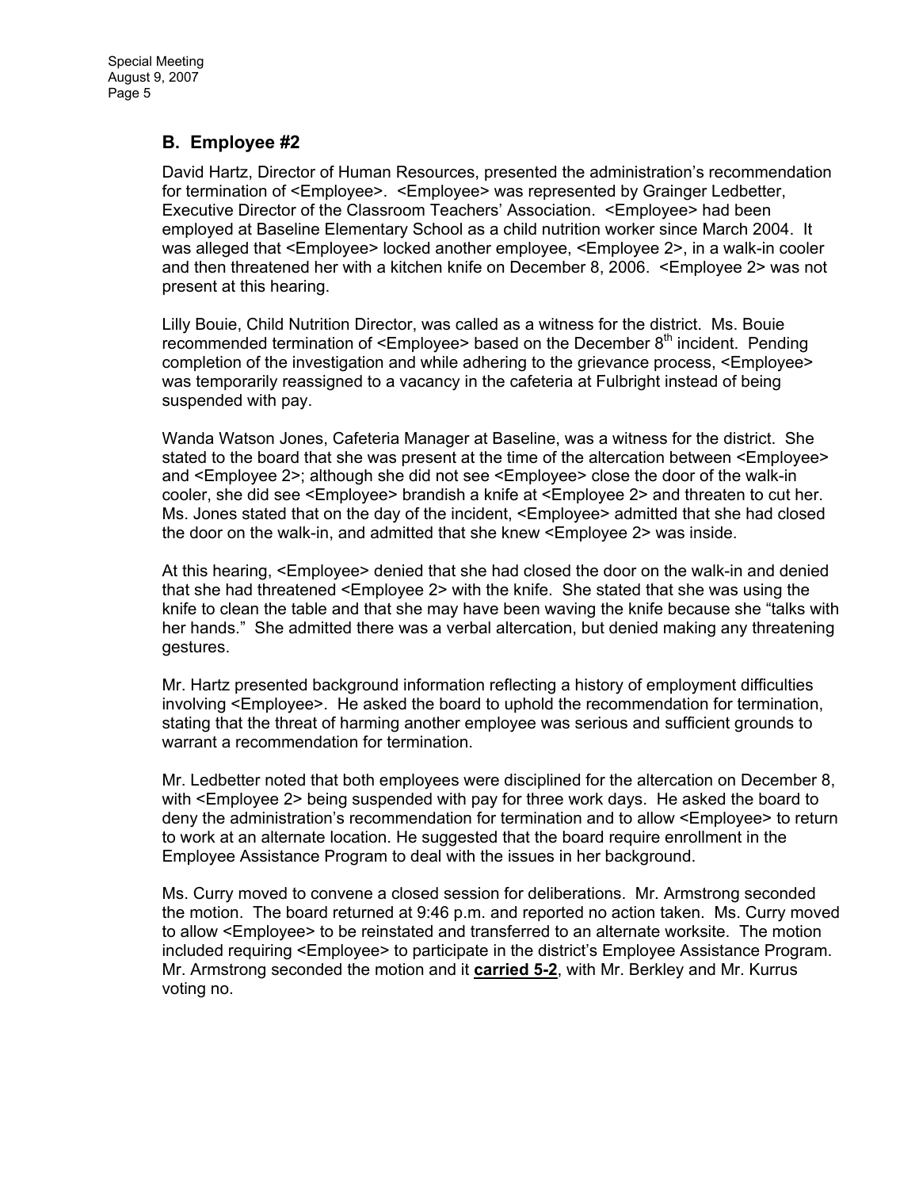## B. Employee #2

David Hartz, Director of Human Resources, presented the administration's recommendation for termination of <Employee>. <Employee> was represented by Grainger Ledbetter, Executive Director of the Classroom Teachers' Association. <Employee> had been employed at Baseline Elementary School as a child nutrition worker since March 2004. It was alleged that <Employee> locked another employee, <Employee 2>, in a walk-in cooler and then threatened her with a kitchen knife on December 8, 2006. <Employee 2> was not present at this hearing.

Lilly Bouie, Child Nutrition Director, was called as a witness for the district. Ms. Bouie recommended termination of <Employee> based on the December 8th incident. Pending completion of the investigation and while adhering to the grievance process, <Employee> was temporarily reassigned to a vacancy in the cafeteria at Fulbright instead of being suspended with pay.

Wanda Watson Jones, Cafeteria Manager at Baseline, was a witness for the district. She stated to the board that she was present at the time of the altercation between <Employee> and <Employee 2>; although she did not see <Employee> close the door of the walk-in cooler, she did see <Employee> brandish a knife at <Employee 2> and threaten to cut her. Ms. Jones stated that on the day of the incident, <Employee> admitted that she had closed the door on the walk-in, and admitted that she knew <Employee 2> was inside.

At this hearing, <Employee> denied that she had closed the door on the walk-in and denied that she had threatened <Employee 2> with the knife. She stated that she was using the knife to clean the table and that she may have been waving the knife because she "talks with her hands." She admitted there was a verbal altercation, but denied making any threatening gestures.

Mr. Hartz presented background information reflecting a history of employment difficulties involving <Employee>. He asked the board to uphold the recommendation for termination, stating that the threat of harming another employee was serious and sufficient grounds to warrant a recommendation for termination.

Mr. Ledbetter noted that both employees were disciplined for the altercation on December 8, with <Employee 2> being suspended with pay for three work days. He asked the board to deny the administration's recommendation for termination and to allow <Employee> to return to work at an alternate location. He suggested that the board require enrollment in the Employee Assistance Program to deal with the issues in her background.

Ms. Curry moved to convene a closed session for deliberations. Mr. Armstrong seconded the motion. The board returned at 9:46 p.m. and reported no action taken. Ms. Curry moved to allow <Employee> to be reinstated and transferred to an alternate worksite. The motion included requiring <Employee> to participate in the district's Employee Assistance Program. Mr. Armstrong seconded the motion and it **carried 5-2**, with Mr. Berkley and Mr. Kurrus voting no.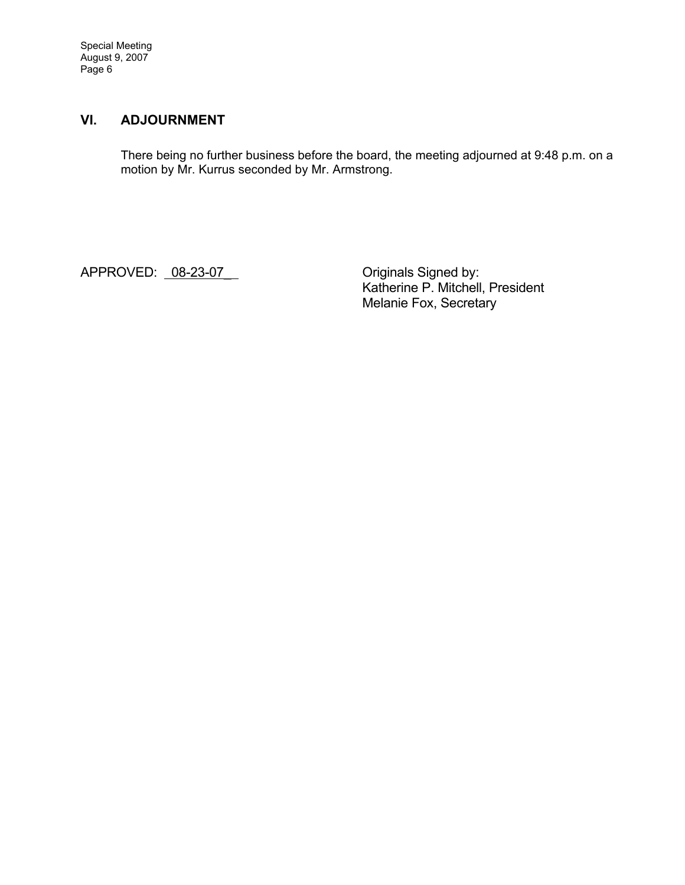## VI. ADJOURNMENT

There being no further business before the board, the meeting adjourned at 9:48 p.m. on a motion by Mr. Kurrus seconded by Mr. Armstrong.

APPROVED: 08-23-07

Originals Signed by:
Katherine P. Mitchell, President
Melanie Fox, Secretary